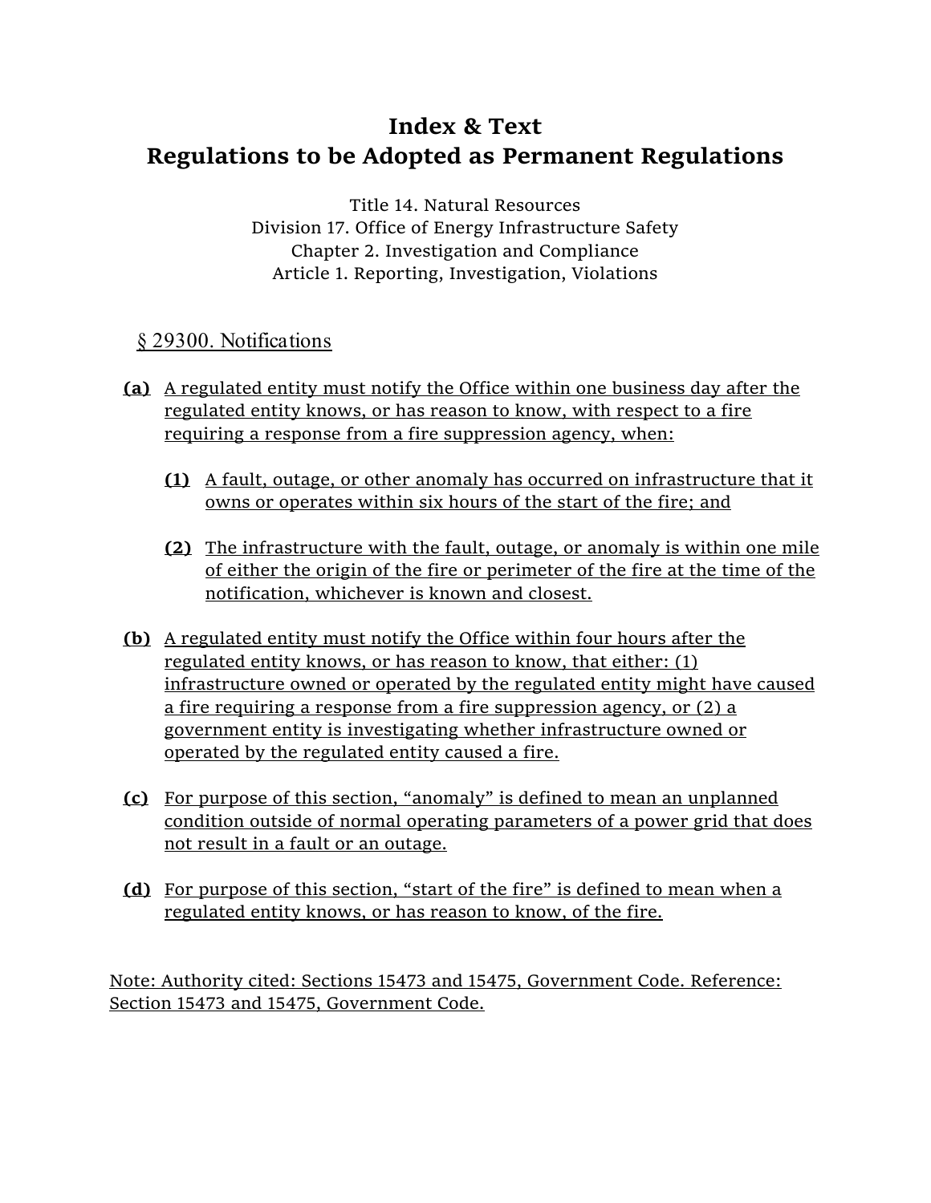# Index & Text
# Regulations to be Adopted as Permanent Regulations

Title 14. Natural Resources
Division 17. Office of Energy Infrastructure Safety
Chapter 2. Investigation and Compliance
Article 1. Reporting, Investigation, Violations

## § 29300. Notifications

**(a)** A regulated entity must notify the Office within one business day after the regulated entity knows, or has reason to know, with respect to a fire requiring a response from a fire suppression agency, when:

> **(1)** A fault, outage, or other anomaly has occurred on infrastructure that it owns or operates within six hours of the start of the fire; and
>
> **(2)** The infrastructure with the fault, outage, or anomaly is within one mile of either the origin of the fire or perimeter of the fire at the time of the notification, whichever is known and closest.

**(b)** A regulated entity must notify the Office within four hours after the regulated entity knows, or has reason to know, that either: (1) infrastructure owned or operated by the regulated entity might have caused a fire requiring a response from a fire suppression agency, or (2) a government entity is investigating whether infrastructure owned or operated by the regulated entity caused a fire.

**(c)** For purpose of this section, "anomaly" is defined to mean an unplanned condition outside of normal operating parameters of a power grid that does not result in a fault or an outage.

**(d)** For purpose of this section, "start of the fire" is defined to mean when a regulated entity knows, or has reason to know, of the fire.

Note: Authority cited: Sections 15473 and 15475, Government Code. Reference: Section 15473 and 15475, Government Code.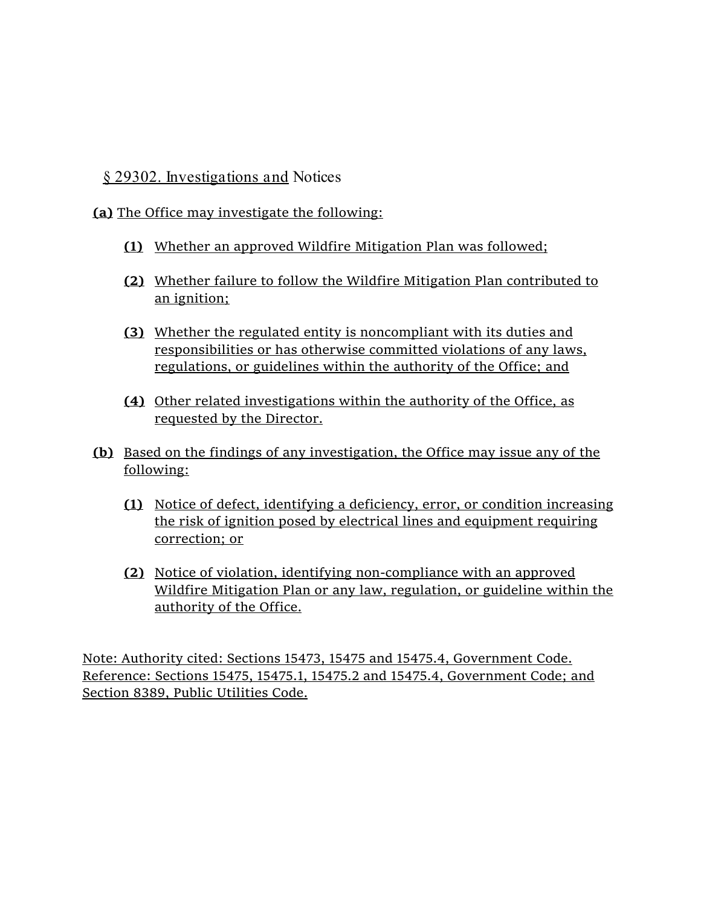## § 29302. Investigations and Notices

**(a)** The Office may investigate the following:

**(1)** Whether an approved Wildfire Mitigation Plan was followed;

**(2)** Whether failure to follow the Wildfire Mitigation Plan contributed to an ignition;

**(3)** Whether the regulated entity is noncompliant with its duties and responsibilities or has otherwise committed violations of any laws, regulations, or guidelines within the authority of the Office; and

**(4)** Other related investigations within the authority of the Office, as requested by the Director.

**(b)** Based on the findings of any investigation, the Office may issue any of the following:

**(1)** Notice of defect, identifying a deficiency, error, or condition increasing the risk of ignition posed by electrical lines and equipment requiring correction; or

**(2)** Notice of violation, identifying non-compliance with an approved Wildfire Mitigation Plan or any law, regulation, or guideline within the authority of the Office.

Note: Authority cited: Sections 15473, 15475 and 15475.4, Government Code. Reference: Sections 15475, 15475.1, 15475.2 and 15475.4, Government Code; and Section 8389, Public Utilities Code.